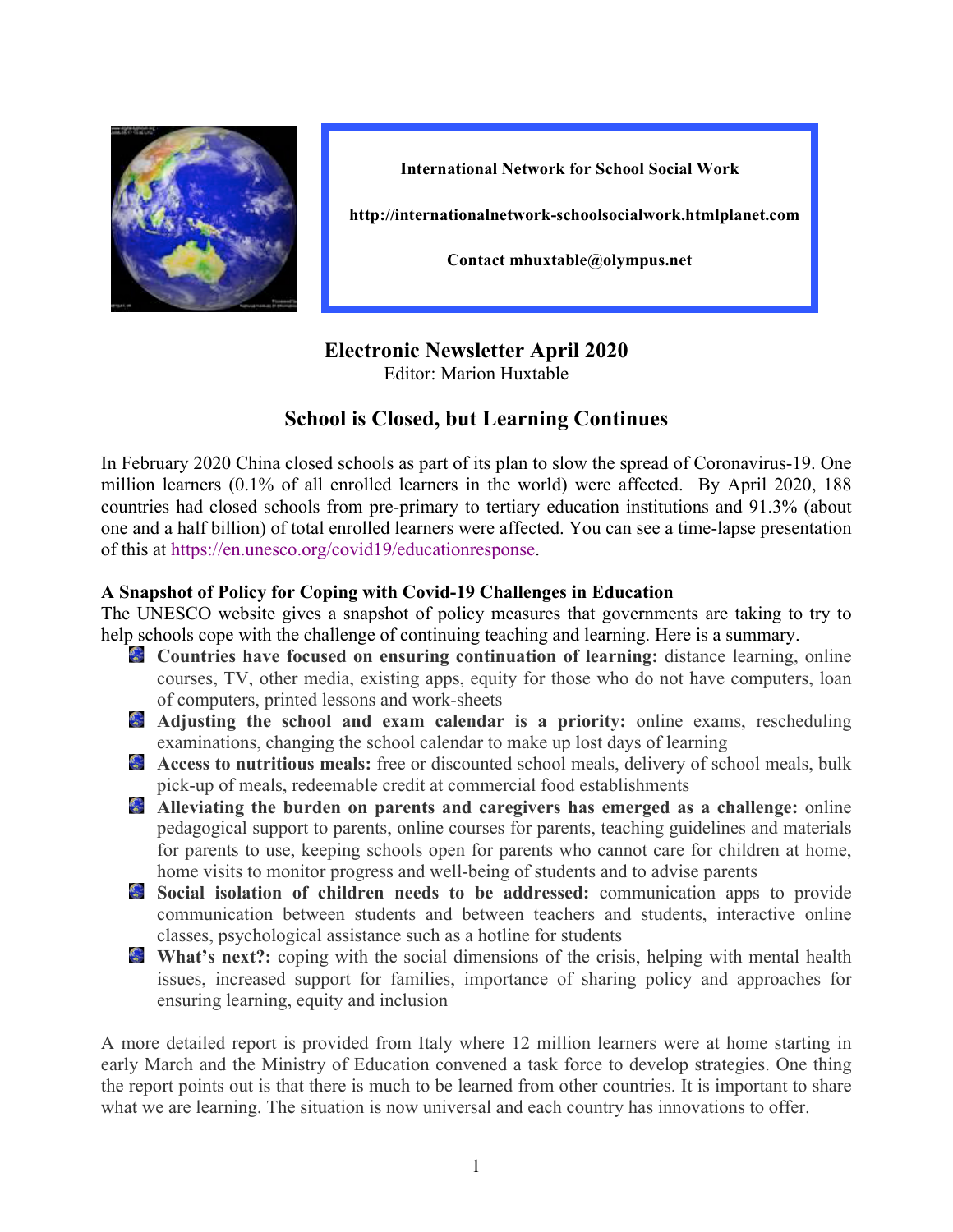**International Network for School Social Work**

**http://internationalnetwork-schoolsocialwork.htmlplanet.com**

**Contact mhuxtable@olympus.net**

# Electronic Newsletter April 2020

Editor: Marion Huxtable

## School is Closed, but Learning Continues

In February 2020 China closed schools as part of its plan to slow the spread of Coronavirus-19. One million learners (0.1% of all enrolled learners in the world) were affected. By April 2020, 188 countries had closed schools from pre-primary to tertiary education institutions and 91.3% (about one and a half billion) of total enrolled learners were affected. You can see a time-lapse presentation of this at https://en.unesco.org/covid19/educationresponse.

### A Snapshot of Policy for Coping with Covid-19 Challenges in Education

The UNESCO website gives a snapshot of policy measures that governments are taking to try to help schools cope with the challenge of continuing teaching and learning. Here is a summary.

- **Countries have focused on ensuring continuation of learning:** distance learning, online courses, TV, other media, existing apps, equity for those who do not have computers, loan of computers, printed lessons and work-sheets
- **Adjusting the school and exam calendar is a priority:** online exams, rescheduling examinations, changing the school calendar to make up lost days of learning
- **Access to nutritious meals:** free or discounted school meals, delivery of school meals, bulk pick-up of meals, redeemable credit at commercial food establishments
- **Alleviating the burden on parents and caregivers has emerged as a challenge:** online pedagogical support to parents, online courses for parents, teaching guidelines and materials for parents to use, keeping schools open for parents who cannot care for children at home, home visits to monitor progress and well-being of students and to advise parents
- **Social isolation of children needs to be addressed:** communication apps to provide communication between students and between teachers and students, interactive online classes, psychological assistance such as a hotline for students
- **What's next?:** coping with the social dimensions of the crisis, helping with mental health issues, increased support for families, importance of sharing policy and approaches for ensuring learning, equity and inclusion

A more detailed report is provided from Italy where 12 million learners were at home starting in early March and the Ministry of Education convened a task force to develop strategies. One thing the report points out is that there is much to be learned from other countries. It is important to share what we are learning. The situation is now universal and each country has innovations to offer.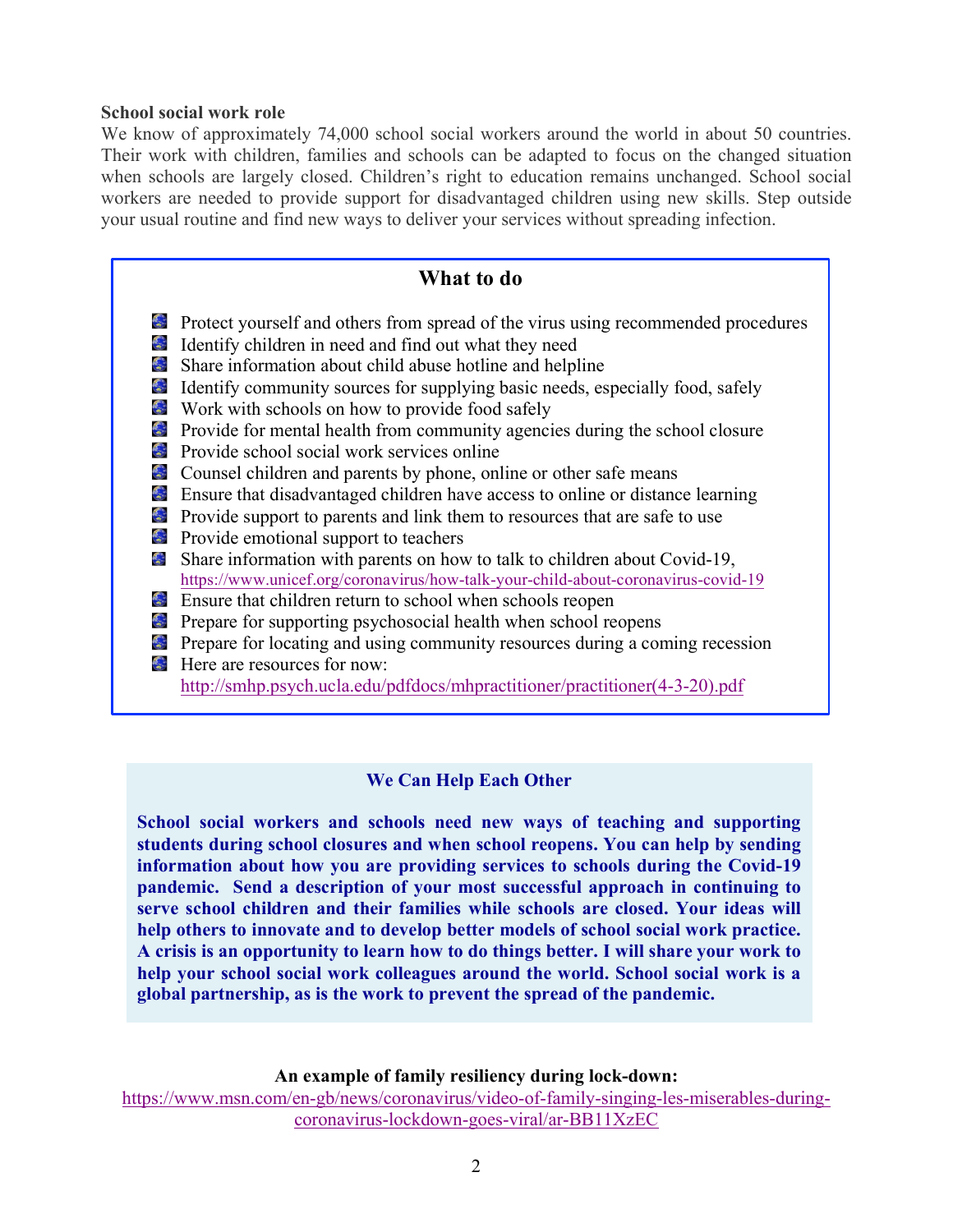**School social work role**

We know of approximately 74,000 school social workers around the world in about 50 countries. Their work with children, families and schools can be adapted to focus on the changed situation when schools are largely closed. Children's right to education remains unchanged. School social workers are needed to provide support for disadvantaged children using new skills. Step outside your usual routine and find new ways to deliver your services without spreading infection.

## What to do

- Protect yourself and others from spread of the virus using recommended procedures
- Identify children in need and find out what they need
- Share information about child abuse hotline and helpline
- Identify community sources for supplying basic needs, especially food, safely
- Work with schools on how to provide food safely
- Provide for mental health from community agencies during the school closure
- Provide school social work services online
- Counsel children and parents by phone, online or other safe means
- Ensure that disadvantaged children have access to online or distance learning
- Provide support to parents and link them to resources that are safe to use
- Provide emotional support to teachers
- Share information with parents on how to talk to children about Covid-19, https://www.unicef.org/coronavirus/how-talk-your-child-about-coronavirus-covid-19
- Ensure that children return to school when schools reopen
- Prepare for supporting psychosocial health when school reopens
- Prepare for locating and using community resources during a coming recession
- Here are resources for now: http://smhp.psych.ucla.edu/pdfdocs/mhpractitioner/practitioner(4-3-20).pdf

### We Can Help Each Other

**School social workers and schools need new ways of teaching and supporting students during school closures and when school reopens. You can help by sending information about how you are providing services to schools during the Covid-19 pandemic. Send a description of your most successful approach in continuing to serve school children and their families while schools are closed. Your ideas will help others to innovate and to develop better models of school social work practice. A crisis is an opportunity to learn how to do things better. I will share your work to help your school social work colleagues around the world. School social work is a global partnership, as is the work to prevent the spread of the pandemic.**

**An example of family resiliency during lock-down:**

https://www.msn.com/en-gb/news/coronavirus/video-of-family-singing-les-miserables-during-coronavirus-lockdown-goes-viral/ar-BB11XzEC